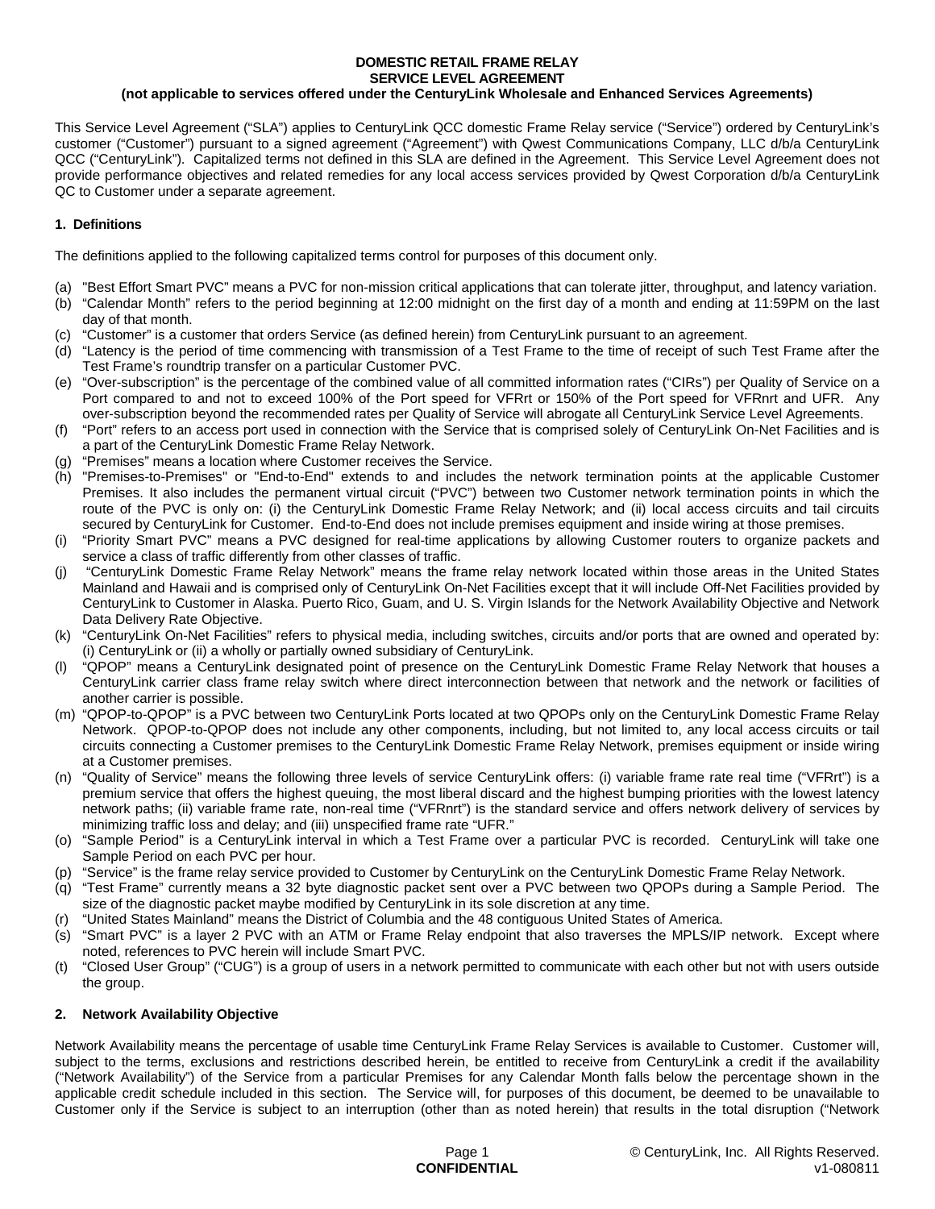# DOMESTIC RETAIL FRAME RELAY SERVICE LEVEL AGREEMENT

**(not applicable to services offered under the CenturyLink Wholesale and Enhanced Services Agreements)**

This Service Level Agreement ("SLA") applies to CenturyLink QCC domestic Frame Relay service ("Service") ordered by CenturyLink's customer ("Customer") pursuant to a signed agreement ("Agreement") with Qwest Communications Company, LLC d/b/a CenturyLink QCC ("CenturyLink"). Capitalized terms not defined in this SLA are defined in the Agreement. This Service Level Agreement does not provide performance objectives and related remedies for any local access services provided by Qwest Corporation d/b/a CenturyLink QC to Customer under a separate agreement.

## 1. Definitions

The definitions applied to the following capitalized terms control for purposes of this document only.

(a) "Best Effort Smart PVC" means a PVC for non-mission critical applications that can tolerate jitter, throughput, and latency variation.

(b) "Calendar Month" refers to the period beginning at 12:00 midnight on the first day of a month and ending at 11:59PM on the last day of that month.

(c) "Customer" is a customer that orders Service (as defined herein) from CenturyLink pursuant to an agreement.

(d) "Latency is the period of time commencing with transmission of a Test Frame to the time of receipt of such Test Frame after the Test Frame's roundtrip transfer on a particular Customer PVC.

(e) "Over-subscription" is the percentage of the combined value of all committed information rates ("CIRs") per Quality of Service on a Port compared to and not to exceed 100% of the Port speed for VFRrt or 150% of the Port speed for VFRnrt and UFR. Any over-subscription beyond the recommended rates per Quality of Service will abrogate all CenturyLink Service Level Agreements.

(f) "Port" refers to an access port used in connection with the Service that is comprised solely of CenturyLink On-Net Facilities and is a part of the CenturyLink Domestic Frame Relay Network.

(g) "Premises" means a location where Customer receives the Service.

(h) "Premises-to-Premises" or "End-to-End" extends to and includes the network termination points at the applicable Customer Premises. It also includes the permanent virtual circuit ("PVC") between two Customer network termination points in which the route of the PVC is only on: (i) the CenturyLink Domestic Frame Relay Network; and (ii) local access circuits and tail circuits secured by CenturyLink for Customer. End-to-End does not include premises equipment and inside wiring at those premises.

(i) "Priority Smart PVC" means a PVC designed for real-time applications by allowing Customer routers to organize packets and service a class of traffic differently from other classes of traffic.

(j) "CenturyLink Domestic Frame Relay Network" means the frame relay network located within those areas in the United States Mainland and Hawaii and is comprised only of CenturyLink On-Net Facilities except that it will include Off-Net Facilities provided by CenturyLink to Customer in Alaska. Puerto Rico, Guam, and U. S. Virgin Islands for the Network Availability Objective and Network Data Delivery Rate Objective.

(k) "CenturyLink On-Net Facilities" refers to physical media, including switches, circuits and/or ports that are owned and operated by: (i) CenturyLink or (ii) a wholly or partially owned subsidiary of CenturyLink.

(l) "QPOP" means a CenturyLink designated point of presence on the CenturyLink Domestic Frame Relay Network that houses a CenturyLink carrier class frame relay switch where direct interconnection between that network and the network or facilities of another carrier is possible.

(m) "QPOP-to-QPOP" is a PVC between two CenturyLink Ports located at two QPOPs only on the CenturyLink Domestic Frame Relay Network. QPOP-to-QPOP does not include any other components, including, but not limited to, any local access circuits or tail circuits connecting a Customer premises to the CenturyLink Domestic Frame Relay Network, premises equipment or inside wiring at a Customer premises.

(n) "Quality of Service" means the following three levels of service CenturyLink offers: (i) variable frame rate real time ("VFRrt") is a premium service that offers the highest queuing, the most liberal discard and the highest bumping priorities with the lowest latency network paths; (ii) variable frame rate, non-real time ("VFRnrt") is the standard service and offers network delivery of services by minimizing traffic loss and delay; and (iii) unspecified frame rate "UFR."

(o) "Sample Period" is a CenturyLink interval in which a Test Frame over a particular PVC is recorded. CenturyLink will take one Sample Period on each PVC per hour.

(p) "Service" is the frame relay service provided to Customer by CenturyLink on the CenturyLink Domestic Frame Relay Network.

(q) "Test Frame" currently means a 32 byte diagnostic packet sent over a PVC between two QPOPs during a Sample Period. The size of the diagnostic packet maybe modified by CenturyLink in its sole discretion at any time.

(r) "United States Mainland" means the District of Columbia and the 48 contiguous United States of America.

(s) "Smart PVC" is a layer 2 PVC with an ATM or Frame Relay endpoint that also traverses the MPLS/IP network. Except where noted, references to PVC herein will include Smart PVC.

(t) "Closed User Group" ("CUG") is a group of users in a network permitted to communicate with each other but not with users outside the group.

## 2. Network Availability Objective

Network Availability means the percentage of usable time CenturyLink Frame Relay Services is available to Customer. Customer will, subject to the terms, exclusions and restrictions described herein, be entitled to receive from CenturyLink a credit if the availability ("Network Availability") of the Service from a particular Premises for any Calendar Month falls below the percentage shown in the applicable credit schedule included in this section. The Service will, for purposes of this document, be deemed to be unavailable to Customer only if the Service is subject to an interruption (other than as noted herein) that results in the total disruption ("Network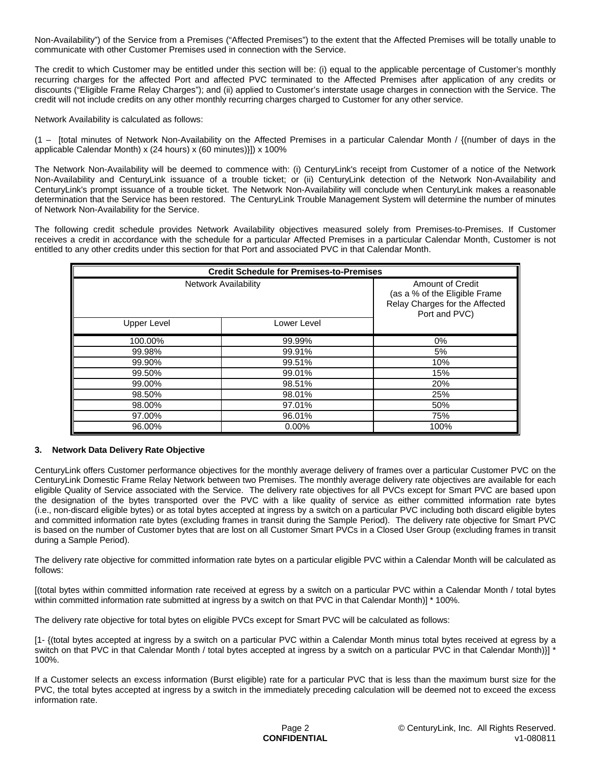Non-Availability") of the Service from a Premises ("Affected Premises") to the extent that the Affected Premises will be totally unable to communicate with other Customer Premises used in connection with the Service.

The credit to which Customer may be entitled under this section will be: (i) equal to the applicable percentage of Customer's monthly recurring charges for the affected Port and affected PVC terminated to the Affected Premises after application of any credits or discounts ("Eligible Frame Relay Charges"); and (ii) applied to Customer's interstate usage charges in connection with the Service. The credit will not include credits on any other monthly recurring charges charged to Customer for any other service.

Network Availability is calculated as follows:

(1 – [total minutes of Network Non-Availability on the Affected Premises in a particular Calendar Month / {(number of days in the applicable Calendar Month) x (24 hours) x (60 minutes)}]) x 100%

The Network Non-Availability will be deemed to commence with: (i) CenturyLink's receipt from Customer of a notice of the Network Non-Availability and CenturyLink issuance of a trouble ticket; or (ii) CenturyLink detection of the Network Non-Availability and CenturyLink's prompt issuance of a trouble ticket. The Network Non-Availability will conclude when CenturyLink makes a reasonable determination that the Service has been restored. The CenturyLink Trouble Management System will determine the number of minutes of Network Non-Availability for the Service.

The following credit schedule provides Network Availability objectives measured solely from Premises-to-Premises. If Customer receives a credit in accordance with the schedule for a particular Affected Premises in a particular Calendar Month, Customer is not entitled to any other credits under this section for that Port and associated PVC in that Calendar Month.

| Credit Schedule for Premises-to-Premises | | |
|---|---|---|
| Network Availability | | Amount of Credit (as a % of the Eligible Frame Relay Charges for the Affected Port and PVC) |
| Upper Level | Lower Level | |
| 100.00% | 99.99% | 0% |
| 99.98% | 99.91% | 5% |
| 99.90% | 99.51% | 10% |
| 99.50% | 99.01% | 15% |
| 99.00% | 98.51% | 20% |
| 98.50% | 98.01% | 25% |
| 98.00% | 97.01% | 50% |
| 97.00% | 96.01% | 75% |
| 96.00% | 0.00% | 100% |

### 3. Network Data Delivery Rate Objective

CenturyLink offers Customer performance objectives for the monthly average delivery of frames over a particular Customer PVC on the CenturyLink Domestic Frame Relay Network between two Premises. The monthly average delivery rate objectives are available for each eligible Quality of Service associated with the Service. The delivery rate objectives for all PVCs except for Smart PVC are based upon the designation of the bytes transported over the PVC with a like quality of service as either committed information rate bytes (i.e., non-discard eligible bytes) or as total bytes accepted at ingress by a switch on a particular PVC including both discard eligible bytes and committed information rate bytes (excluding frames in transit during the Sample Period). The delivery rate objective for Smart PVC is based on the number of Customer bytes that are lost on all Customer Smart PVCs in a Closed User Group (excluding frames in transit during a Sample Period).

The delivery rate objective for committed information rate bytes on a particular eligible PVC within a Calendar Month will be calculated as follows:

[(total bytes within committed information rate received at egress by a switch on a particular PVC within a Calendar Month / total bytes within committed information rate submitted at ingress by a switch on that PVC in that Calendar Month)] * 100%.

The delivery rate objective for total bytes on eligible PVCs except for Smart PVC will be calculated as follows:

[1- {(total bytes accepted at ingress by a switch on a particular PVC within a Calendar Month minus total bytes received at egress by a switch on that PVC in that Calendar Month / total bytes accepted at ingress by a switch on a particular PVC in that Calendar Month)}] * 100%.

If a Customer selects an excess information (Burst eligible) rate for a particular PVC that is less than the maximum burst size for the PVC, the total bytes accepted at ingress by a switch in the immediately preceding calculation will be deemed not to exceed the excess information rate.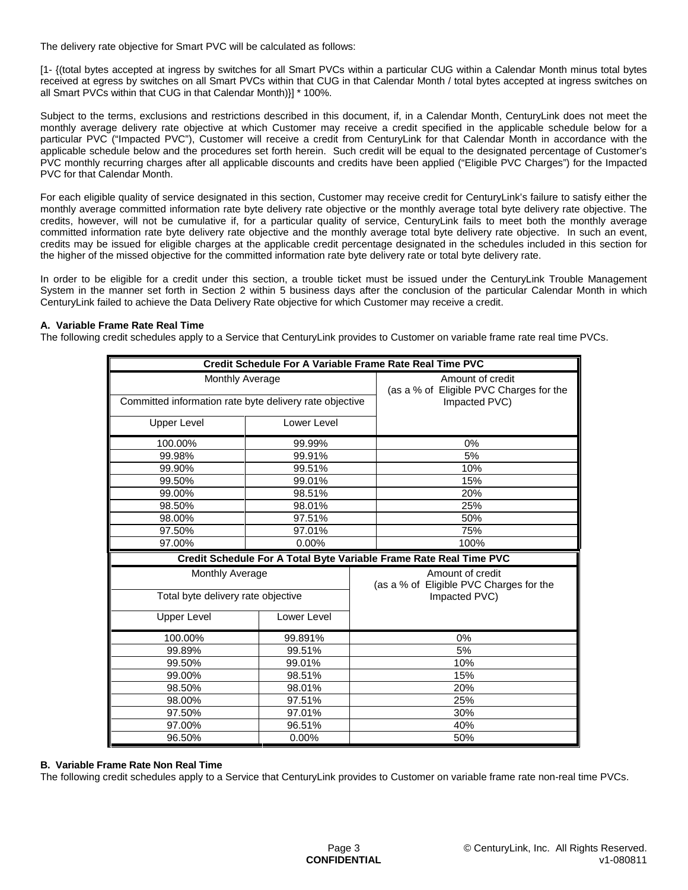The delivery rate objective for Smart PVC will be calculated as follows:

[1- {(total bytes accepted at ingress by switches for all Smart PVCs within a particular CUG within a Calendar Month minus total bytes received at egress by switches on all Smart PVCs within that CUG in that Calendar Month / total bytes accepted at ingress switches on all Smart PVCs within that CUG in that Calendar Month)}] * 100%.

Subject to the terms, exclusions and restrictions described in this document, if, in a Calendar Month, CenturyLink does not meet the monthly average delivery rate objective at which Customer may receive a credit specified in the applicable schedule below for a particular PVC ("Impacted PVC"), Customer will receive a credit from CenturyLink for that Calendar Month in accordance with the applicable schedule below and the procedures set forth herein. Such credit will be equal to the designated percentage of Customer's PVC monthly recurring charges after all applicable discounts and credits have been applied ("Eligible PVC Charges") for the Impacted PVC for that Calendar Month.

For each eligible quality of service designated in this section, Customer may receive credit for CenturyLink's failure to satisfy either the monthly average committed information rate byte delivery rate objective or the monthly average total byte delivery rate objective. The credits, however, will not be cumulative if, for a particular quality of service, CenturyLink fails to meet both the monthly average committed information rate byte delivery rate objective and the monthly average total byte delivery rate objective. In such an event, credits may be issued for eligible charges at the applicable credit percentage designated in the schedules included in this section for the higher of the missed objective for the committed information rate byte delivery rate or total byte delivery rate.

In order to be eligible for a credit under this section, a trouble ticket must be issued under the CenturyLink Trouble Management System in the manner set forth in Section 2 within 5 business days after the conclusion of the particular Calendar Month in which CenturyLink failed to achieve the Data Delivery Rate objective for which Customer may receive a credit.

**A. Variable Frame Rate Real Time**

The following credit schedules apply to a Service that CenturyLink provides to Customer on variable frame rate real time PVCs.

| Credit Schedule For A Variable Frame Rate Real Time PVC | | |
|---|---|---|
| Monthly Average Committed information rate byte delivery rate objective | | Amount of credit (as a % of Eligible PVC Charges for the Impacted PVC) |
| Upper Level | Lower Level | |
| 100.00% | 99.99% | 0% |
| 99.98% | 99.91% | 5% |
| 99.90% | 99.51% | 10% |
| 99.50% | 99.01% | 15% |
| 99.00% | 98.51% | 20% |
| 98.50% | 98.01% | 25% |
| 98.00% | 97.51% | 50% |
| 97.50% | 97.01% | 75% |
| 97.00% | 0.00% | 100% |

| Credit Schedule For A Total Byte Variable Frame Rate Real Time PVC | | |
|---|---|---|
| Monthly Average Total byte delivery rate objective | | Amount of credit (as a % of Eligible PVC Charges for the Impacted PVC) |
| Upper Level | Lower Level | |
| 100.00% | 99.891% | 0% |
| 99.89% | 99.51% | 5% |
| 99.50% | 99.01% | 10% |
| 99.00% | 98.51% | 15% |
| 98.50% | 98.01% | 20% |
| 98.00% | 97.51% | 25% |
| 97.50% | 97.01% | 30% |
| 97.00% | 96.51% | 40% |
| 96.50% | 0.00% | 50% |

**B. Variable Frame Rate Non Real Time**

The following credit schedules apply to a Service that CenturyLink provides to Customer on variable frame rate non-real time PVCs.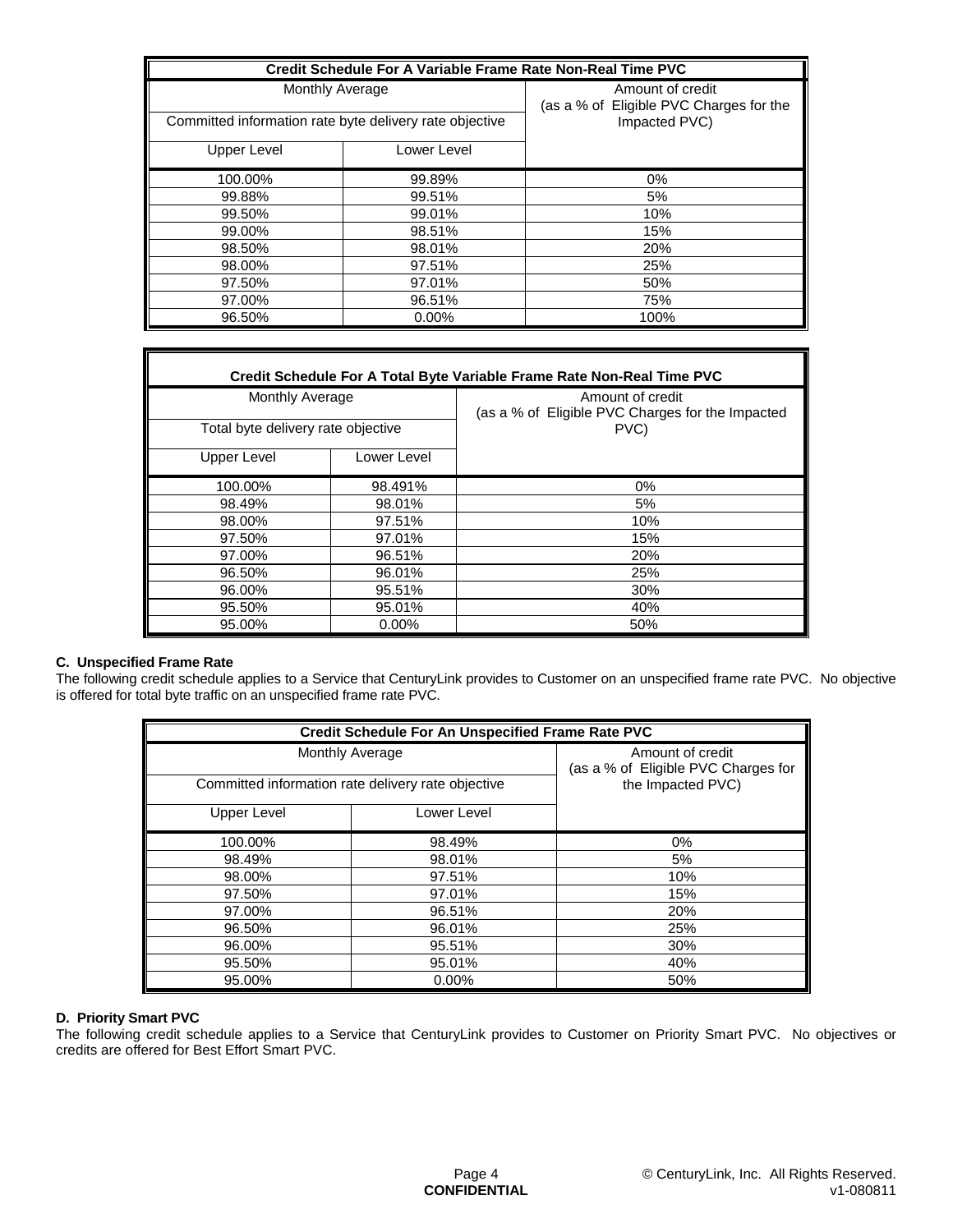| Credit Schedule For A Variable Frame Rate Non-Real Time PVC | | |
|---|---|---|
| Monthly Average<br>Committed information rate byte delivery rate objective | | Amount of credit (as a % of Eligible PVC Charges for the Impacted PVC) |
| Upper Level | Lower Level | |
| 100.00% | 99.89% | 0% |
| 99.88% | 99.51% | 5% |
| 99.50% | 99.01% | 10% |
| 99.00% | 98.51% | 15% |
| 98.50% | 98.01% | 20% |
| 98.00% | 97.51% | 25% |
| 97.50% | 97.01% | 50% |
| 97.00% | 96.51% | 75% |
| 96.50% | 0.00% | 100% |

| Credit Schedule For A Total Byte Variable Frame Rate Non-Real Time PVC | | |
|---|---|---|
| Monthly Average<br>Total byte delivery rate objective | | Amount of credit (as a % of Eligible PVC Charges for the Impacted PVC) |
| Upper Level | Lower Level | |
| 100.00% | 98.491% | 0% |
| 98.49% | 98.01% | 5% |
| 98.00% | 97.51% | 10% |
| 97.50% | 97.01% | 15% |
| 97.00% | 96.51% | 20% |
| 96.50% | 96.01% | 25% |
| 96.00% | 95.51% | 30% |
| 95.50% | 95.01% | 40% |
| 95.00% | 0.00% | 50% |

**C. Unspecified Frame Rate**

The following credit schedule applies to a Service that CenturyLink provides to Customer on an unspecified frame rate PVC. No objective is offered for total byte traffic on an unspecified frame rate PVC.

| Credit Schedule For An Unspecified Frame Rate PVC | | |
|---|---|---|
| Monthly Average<br>Committed information rate delivery rate objective | | Amount of credit (as a % of Eligible PVC Charges for the Impacted PVC) |
| Upper Level | Lower Level | |
| 100.00% | 98.49% | 0% |
| 98.49% | 98.01% | 5% |
| 98.00% | 97.51% | 10% |
| 97.50% | 97.01% | 15% |
| 97.00% | 96.51% | 20% |
| 96.50% | 96.01% | 25% |
| 96.00% | 95.51% | 30% |
| 95.50% | 95.01% | 40% |
| 95.00% | 0.00% | 50% |

**D. Priority Smart PVC**

The following credit schedule applies to a Service that CenturyLink provides to Customer on Priority Smart PVC. No objectives or credits are offered for Best Effort Smart PVC.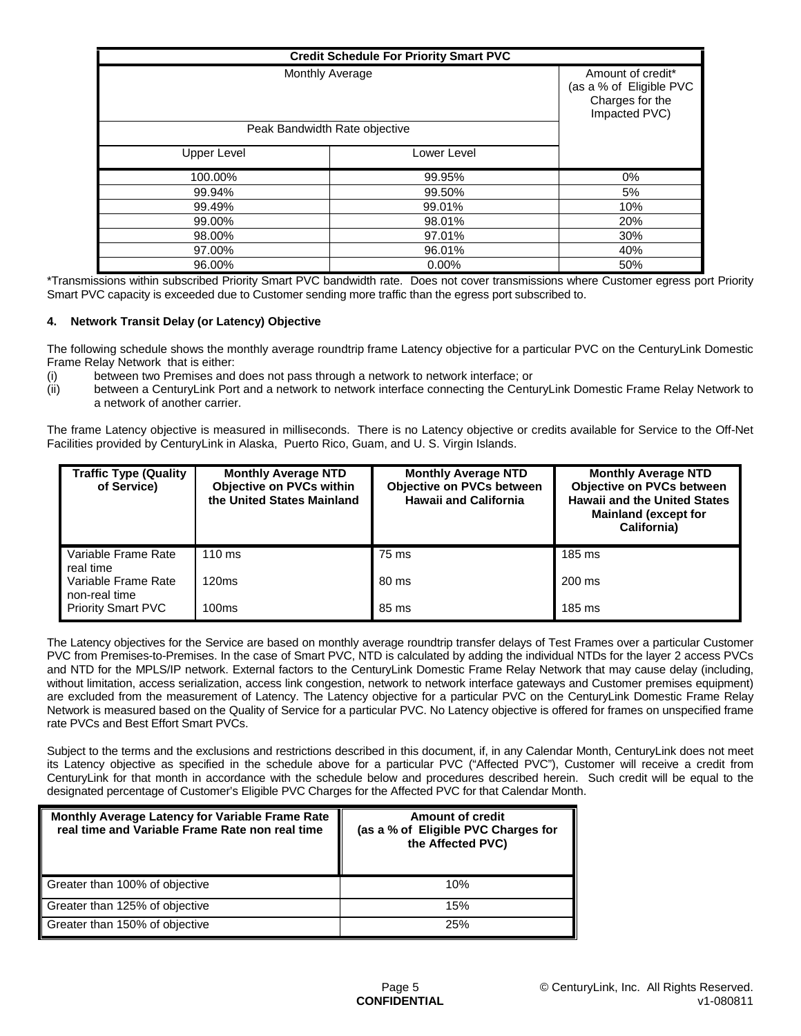| Credit Schedule For Priority Smart PVC | | |
|---|---|---|
| Monthly Average | | Amount of credit* (as a % of Eligible PVC Charges for the Impacted PVC) |
| Peak Bandwidth Rate objective | | |
| Upper Level | Lower Level | |
| 100.00% | 99.95% | 0% |
| 99.94% | 99.50% | 5% |
| 99.49% | 99.01% | 10% |
| 99.00% | 98.01% | 20% |
| 98.00% | 97.01% | 30% |
| 97.00% | 96.01% | 40% |
| 96.00% | 0.00% | 50% |

*Transmissions within subscribed Priority Smart PVC bandwidth rate. Does not cover transmissions where Customer egress port Priority Smart PVC capacity is exceeded due to Customer sending more traffic than the egress port subscribed to.

#### 4. Network Transit Delay (or Latency) Objective

The following schedule shows the monthly average roundtrip frame Latency objective for a particular PVC on the CenturyLink Domestic Frame Relay Network that is either:

(i) between two Premises and does not pass through a network to network interface; or
(ii) between a CenturyLink Port and a network to network interface connecting the CenturyLink Domestic Frame Relay Network to a network of another carrier.

The frame Latency objective is measured in milliseconds. There is no Latency objective or credits available for Service to the Off-Net Facilities provided by CenturyLink in Alaska, Puerto Rico, Guam, and U. S. Virgin Islands.

| Traffic Type (Quality of Service) | Monthly Average NTD Objective on PVCs within the United States Mainland | Monthly Average NTD Objective on PVCs between Hawaii and California | Monthly Average NTD Objective on PVCs between Hawaii and the United States Mainland (except for California) |
|---|---|---|---|
| Variable Frame Rate real time | 110 ms | 75 ms | 185 ms |
| Variable Frame Rate non-real time | 120ms | 80 ms | 200 ms |
| Priority Smart PVC | 100ms | 85 ms | 185 ms |

The Latency objectives for the Service are based on monthly average roundtrip transfer delays of Test Frames over a particular Customer PVC from Premises-to-Premises. In the case of Smart PVC, NTD is calculated by adding the individual NTDs for the layer 2 access PVCs and NTD for the MPLS/IP network. External factors to the CenturyLink Domestic Frame Relay Network that may cause delay (including, without limitation, access serialization, access link congestion, network to network interface gateways and Customer premises equipment) are excluded from the measurement of Latency. The Latency objective for a particular PVC on the CenturyLink Domestic Frame Relay Network is measured based on the Quality of Service for a particular PVC. No Latency objective is offered for frames on unspecified frame rate PVCs and Best Effort Smart PVCs.

Subject to the terms and the exclusions and restrictions described in this document, if, in any Calendar Month, CenturyLink does not meet its Latency objective as specified in the schedule above for a particular PVC ("Affected PVC"), Customer will receive a credit from CenturyLink for that month in accordance with the schedule below and procedures described herein. Such credit will be equal to the designated percentage of Customer's Eligible PVC Charges for the Affected PVC for that Calendar Month.

| Monthly Average Latency for Variable Frame Rate real time and Variable Frame Rate non real time | Amount of credit (as a % of Eligible PVC Charges for the Affected PVC) |
|---|---|
| Greater than 100% of objective | 10% |
| Greater than 125% of objective | 15% |
| Greater than 150% of objective | 25% |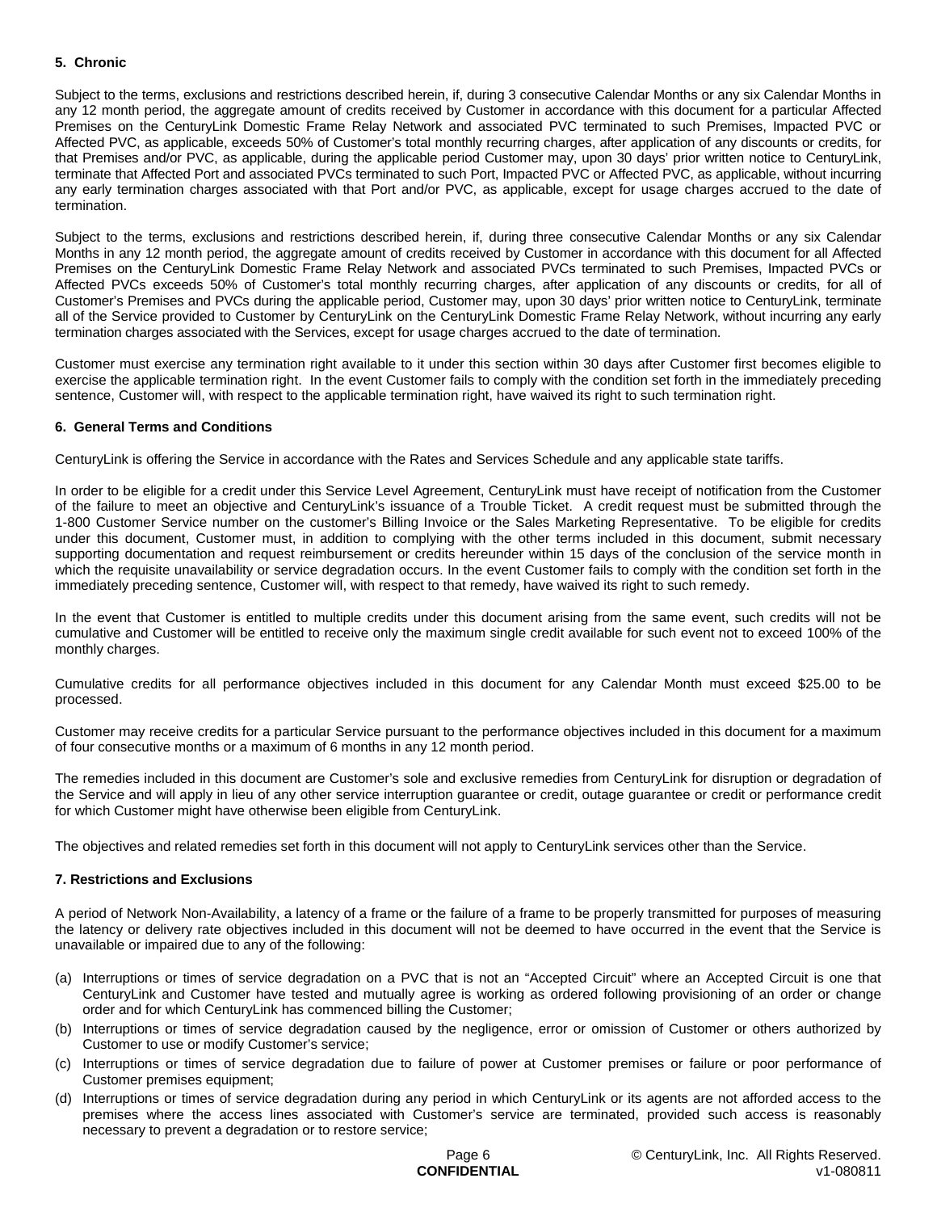### 5. Chronic

Subject to the terms, exclusions and restrictions described herein, if, during 3 consecutive Calendar Months or any six Calendar Months in any 12 month period, the aggregate amount of credits received by Customer in accordance with this document for a particular Affected Premises on the CenturyLink Domestic Frame Relay Network and associated PVC terminated to such Premises, Impacted PVC or Affected PVC, as applicable, exceeds 50% of Customer's total monthly recurring charges, after application of any discounts or credits, for that Premises and/or PVC, as applicable, during the applicable period Customer may, upon 30 days' prior written notice to CenturyLink, terminate that Affected Port and associated PVCs terminated to such Port, Impacted PVC or Affected PVC, as applicable, without incurring any early termination charges associated with that Port and/or PVC, as applicable, except for usage charges accrued to the date of termination.

Subject to the terms, exclusions and restrictions described herein, if, during three consecutive Calendar Months or any six Calendar Months in any 12 month period, the aggregate amount of credits received by Customer in accordance with this document for all Affected Premises on the CenturyLink Domestic Frame Relay Network and associated PVCs terminated to such Premises, Impacted PVCs or Affected PVCs exceeds 50% of Customer's total monthly recurring charges, after application of any discounts or credits, for all of Customer's Premises and PVCs during the applicable period, Customer may, upon 30 days' prior written notice to CenturyLink, terminate all of the Service provided to Customer by CenturyLink on the CenturyLink Domestic Frame Relay Network, without incurring any early termination charges associated with the Services, except for usage charges accrued to the date of termination.

Customer must exercise any termination right available to it under this section within 30 days after Customer first becomes eligible to exercise the applicable termination right. In the event Customer fails to comply with the condition set forth in the immediately preceding sentence, Customer will, with respect to the applicable termination right, have waived its right to such termination right.

### 6. General Terms and Conditions

CenturyLink is offering the Service in accordance with the Rates and Services Schedule and any applicable state tariffs.

In order to be eligible for a credit under this Service Level Agreement, CenturyLink must have receipt of notification from the Customer of the failure to meet an objective and CenturyLink's issuance of a Trouble Ticket. A credit request must be submitted through the 1-800 Customer Service number on the customer's Billing Invoice or the Sales Marketing Representative. To be eligible for credits under this document, Customer must, in addition to complying with the other terms included in this document, submit necessary supporting documentation and request reimbursement or credits hereunder within 15 days of the conclusion of the service month in which the requisite unavailability or service degradation occurs. In the event Customer fails to comply with the condition set forth in the immediately preceding sentence, Customer will, with respect to that remedy, have waived its right to such remedy.

In the event that Customer is entitled to multiple credits under this document arising from the same event, such credits will not be cumulative and Customer will be entitled to receive only the maximum single credit available for such event not to exceed 100% of the monthly charges.

Cumulative credits for all performance objectives included in this document for any Calendar Month must exceed $25.00 to be processed.

Customer may receive credits for a particular Service pursuant to the performance objectives included in this document for a maximum of four consecutive months or a maximum of 6 months in any 12 month period.

The remedies included in this document are Customer's sole and exclusive remedies from CenturyLink for disruption or degradation of the Service and will apply in lieu of any other service interruption guarantee or credit, outage guarantee or credit or performance credit for which Customer might have otherwise been eligible from CenturyLink.

The objectives and related remedies set forth in this document will not apply to CenturyLink services other than the Service.

### 7. Restrictions and Exclusions

A period of Network Non-Availability, a latency of a frame or the failure of a frame to be properly transmitted for purposes of measuring the latency or delivery rate objectives included in this document will not be deemed to have occurred in the event that the Service is unavailable or impaired due to any of the following:

(a) Interruptions or times of service degradation on a PVC that is not an "Accepted Circuit" where an Accepted Circuit is one that CenturyLink and Customer have tested and mutually agree is working as ordered following provisioning of an order or change order and for which CenturyLink has commenced billing the Customer;

(b) Interruptions or times of service degradation caused by the negligence, error or omission of Customer or others authorized by Customer to use or modify Customer's service;

(c) Interruptions or times of service degradation due to failure of power at Customer premises or failure or poor performance of Customer premises equipment;

(d) Interruptions or times of service degradation during any period in which CenturyLink or its agents are not afforded access to the premises where the access lines associated with Customer's service are terminated, provided such access is reasonably necessary to prevent a degradation or to restore service;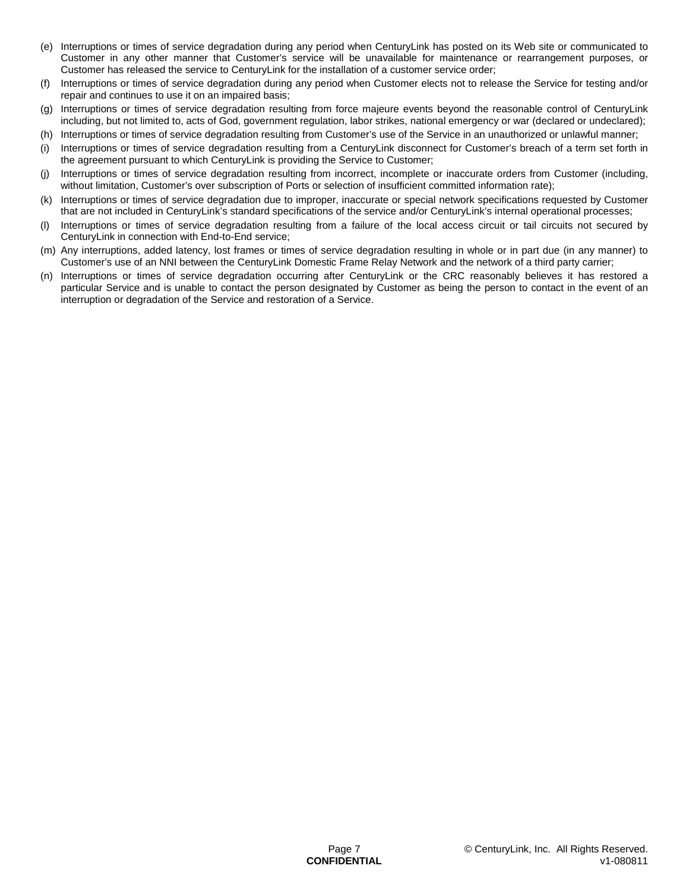(e) Interruptions or times of service degradation during any period when CenturyLink has posted on its Web site or communicated to Customer in any other manner that Customer's service will be unavailable for maintenance or rearrangement purposes, or Customer has released the service to CenturyLink for the installation of a customer service order;

(f) Interruptions or times of service degradation during any period when Customer elects not to release the Service for testing and/or repair and continues to use it on an impaired basis;

(g) Interruptions or times of service degradation resulting from force majeure events beyond the reasonable control of CenturyLink including, but not limited to, acts of God, government regulation, labor strikes, national emergency or war (declared or undeclared);

(h) Interruptions or times of service degradation resulting from Customer's use of the Service in an unauthorized or unlawful manner;

(i) Interruptions or times of service degradation resulting from a CenturyLink disconnect for Customer's breach of a term set forth in the agreement pursuant to which CenturyLink is providing the Service to Customer;

(j) Interruptions or times of service degradation resulting from incorrect, incomplete or inaccurate orders from Customer (including, without limitation, Customer's over subscription of Ports or selection of insufficient committed information rate);

(k) Interruptions or times of service degradation due to improper, inaccurate or special network specifications requested by Customer that are not included in CenturyLink's standard specifications of the service and/or CenturyLink's internal operational processes;

(l) Interruptions or times of service degradation resulting from a failure of the local access circuit or tail circuits not secured by CenturyLink in connection with End-to-End service;

(m) Any interruptions, added latency, lost frames or times of service degradation resulting in whole or in part due (in any manner) to Customer's use of an NNI between the CenturyLink Domestic Frame Relay Network and the network of a third party carrier;

(n) Interruptions or times of service degradation occurring after CenturyLink or the CRC reasonably believes it has restored a particular Service and is unable to contact the person designated by Customer as being the person to contact in the event of an interruption or degradation of the Service and restoration of a Service.